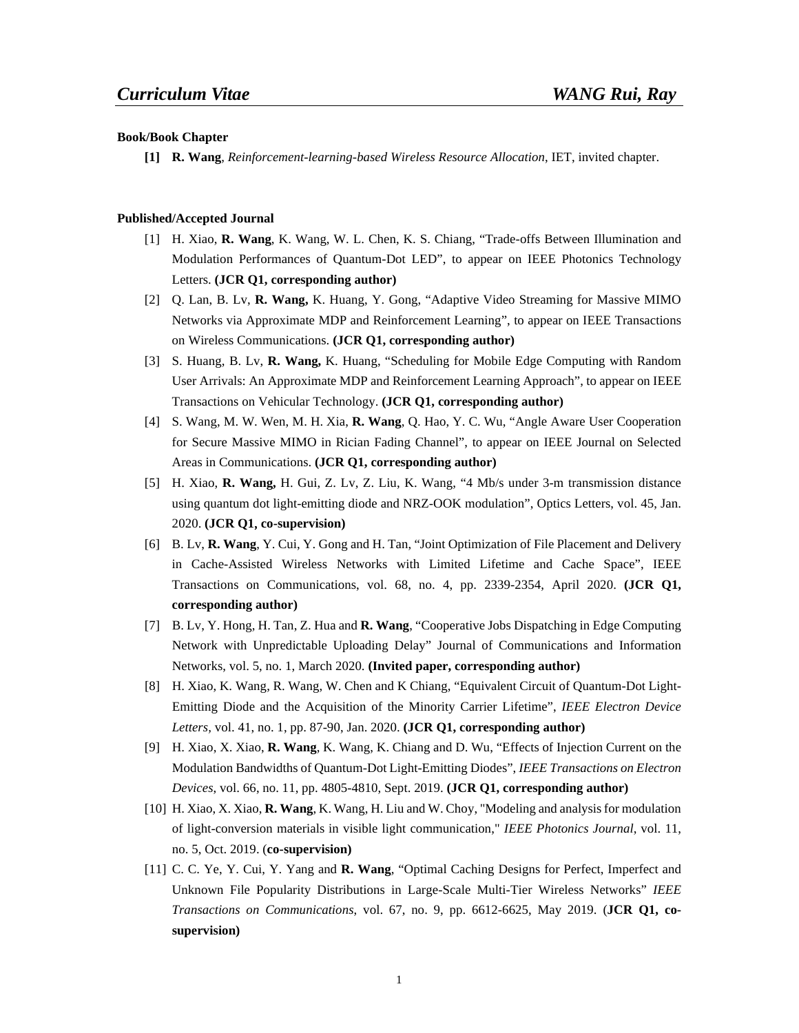# *Curriculum Vitae* — *WANG Rui, Ray*

**Book/Book Chapter**

**[1]** **R. Wang**, *Reinforcement-learning-based Wireless Resource Allocation*, IET, invited chapter.

**Published/Accepted Journal**

[1] H. Xiao, **R. Wang**, K. Wang, W. L. Chen, K. S. Chiang, "Trade-offs Between Illumination and Modulation Performances of Quantum-Dot LED", to appear on IEEE Photonics Technology Letters. **(JCR Q1, corresponding author)**

[2] Q. Lan, B. Lv, **R. Wang,** K. Huang, Y. Gong, "Adaptive Video Streaming for Massive MIMO Networks via Approximate MDP and Reinforcement Learning", to appear on IEEE Transactions on Wireless Communications. **(JCR Q1, corresponding author)**

[3] S. Huang, B. Lv, **R. Wang,** K. Huang, "Scheduling for Mobile Edge Computing with Random User Arrivals: An Approximate MDP and Reinforcement Learning Approach", to appear on IEEE Transactions on Vehicular Technology. **(JCR Q1, corresponding author)**

[4] S. Wang, M. W. Wen, M. H. Xia, **R. Wang**, Q. Hao, Y. C. Wu, "Angle Aware User Cooperation for Secure Massive MIMO in Rician Fading Channel", to appear on IEEE Journal on Selected Areas in Communications. **(JCR Q1, corresponding author)**

[5] H. Xiao, **R. Wang,** H. Gui, Z. Lv, Z. Liu, K. Wang, "4 Mb/s under 3-m transmission distance using quantum dot light-emitting diode and NRZ-OOK modulation", Optics Letters, vol. 45, Jan. 2020. **(JCR Q1, co-supervision)**

[6] B. Lv, **R. Wang**, Y. Cui, Y. Gong and H. Tan, "Joint Optimization of File Placement and Delivery in Cache-Assisted Wireless Networks with Limited Lifetime and Cache Space", IEEE Transactions on Communications, vol. 68, no. 4, pp. 2339-2354, April 2020. **(JCR Q1, corresponding author)**

[7] B. Lv, Y. Hong, H. Tan, Z. Hua and **R. Wang**, "Cooperative Jobs Dispatching in Edge Computing Network with Unpredictable Uploading Delay" Journal of Communications and Information Networks, vol. 5, no. 1, March 2020. **(Invited paper, corresponding author)**

[8] H. Xiao, K. Wang, R. Wang, W. Chen and K Chiang, "Equivalent Circuit of Quantum-Dot Light-Emitting Diode and the Acquisition of the Minority Carrier Lifetime", *IEEE Electron Device Letters*, vol. 41, no. 1, pp. 87-90, Jan. 2020. **(JCR Q1, corresponding author)**

[9] H. Xiao, X. Xiao, **R. Wang**, K. Wang, K. Chiang and D. Wu, "Effects of Injection Current on the Modulation Bandwidths of Quantum-Dot Light-Emitting Diodes", *IEEE Transactions on Electron Devices*, vol. 66, no. 11, pp. 4805-4810, Sept. 2019. **(JCR Q1, corresponding author)**

[10] H. Xiao, X. Xiao, **R. Wang**, K. Wang, H. Liu and W. Choy, "Modeling and analysis for modulation of light-conversion materials in visible light communication," *IEEE Photonics Journal*, vol. 11, no. 5, Oct. 2019. (**co-supervision)**

[11] C. C. Ye, Y. Cui, Y. Yang and **R. Wang**, "Optimal Caching Designs for Perfect, Imperfect and Unknown File Popularity Distributions in Large-Scale Multi-Tier Wireless Networks" *IEEE Transactions on Communications*, vol. 67, no. 9, pp. 6612-6625, May 2019. (**JCR Q1, co-supervision)**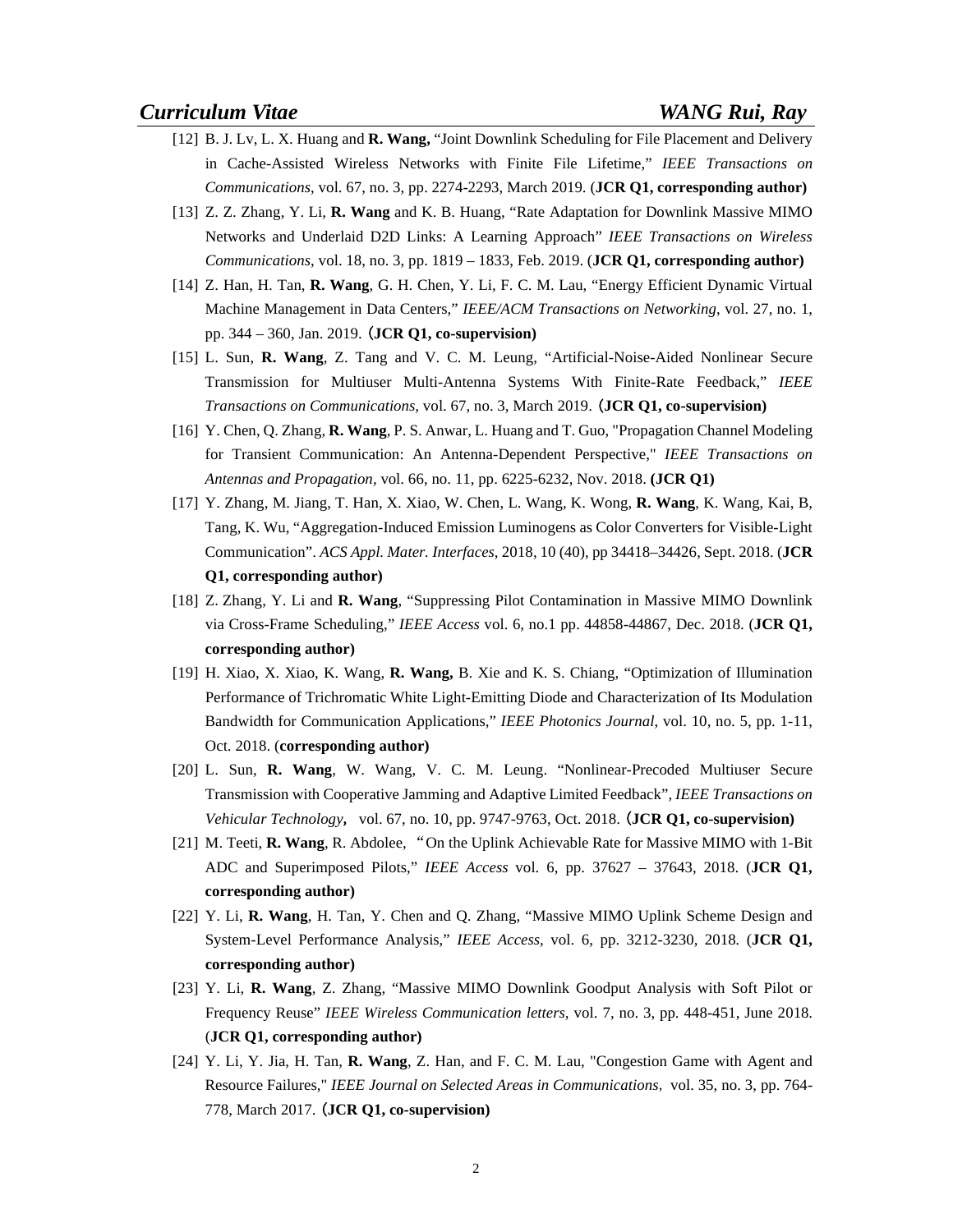[12] B. J. Lv, L. X. Huang and **R. Wang,** "Joint Downlink Scheduling for File Placement and Delivery in Cache-Assisted Wireless Networks with Finite File Lifetime," *IEEE Transactions on Communications*, vol. 67, no. 3, pp. 2274-2293, March 2019. (**JCR Q1, corresponding author)**

[13] Z. Z. Zhang, Y. Li, **R. Wang** and K. B. Huang, "Rate Adaptation for Downlink Massive MIMO Networks and Underlaid D2D Links: A Learning Approach" *IEEE Transactions on Wireless Communications*, vol. 18, no. 3, pp. 1819 – 1833, Feb. 2019. (**JCR Q1, corresponding author)**

[14] Z. Han, H. Tan, **R. Wang**, G. H. Chen, Y. Li, F. C. M. Lau, "Energy Efficient Dynamic Virtual Machine Management in Data Centers," *IEEE/ACM Transactions on Networking*, vol. 27, no. 1, pp. 344 – 360, Jan. 2019. (**JCR Q1, co-supervision)**

[15] L. Sun, **R. Wang**, Z. Tang and V. C. M. Leung, "Artificial-Noise-Aided Nonlinear Secure Transmission for Multiuser Multi-Antenna Systems With Finite-Rate Feedback," *IEEE Transactions on Communications*, vol. 67, no. 3, March 2019. (**JCR Q1, co-supervision)**

[16] Y. Chen, Q. Zhang, **R. Wang**, P. S. Anwar, L. Huang and T. Guo, "Propagation Channel Modeling for Transient Communication: An Antenna-Dependent Perspective," *IEEE Transactions on Antennas and Propagation*, vol. 66, no. 11, pp. 6225-6232, Nov. 2018. **(JCR Q1)**

[17] Y. Zhang, M. Jiang, T. Han, X. Xiao, W. Chen, L. Wang, K. Wong, **R. Wang**, K. Wang, Kai, B, Tang, K. Wu, "Aggregation-Induced Emission Luminogens as Color Converters for Visible-Light Communication". *ACS Appl. Mater. Interfaces*, 2018, 10 (40), pp 34418–34426, Sept. 2018. (**JCR Q1, corresponding author)**

[18] Z. Zhang, Y. Li and **R. Wang**, "Suppressing Pilot Contamination in Massive MIMO Downlink via Cross-Frame Scheduling," *IEEE Access* vol. 6, no.1 pp. 44858-44867, Dec. 2018. (**JCR Q1, corresponding author)**

[19] H. Xiao, X. Xiao, K. Wang, **R. Wang,** B. Xie and K. S. Chiang, "Optimization of Illumination Performance of Trichromatic White Light-Emitting Diode and Characterization of Its Modulation Bandwidth for Communication Applications," *IEEE Photonics Journal*, vol. 10, no. 5, pp. 1-11, Oct. 2018. (**corresponding author)**

[20] L. Sun, **R. Wang**, W. Wang, V. C. M. Leung. "Nonlinear-Precoded Multiuser Secure Transmission with Cooperative Jamming and Adaptive Limited Feedback", *IEEE Transactions on Vehicular Technology***,** vol. 67, no. 10, pp. 9747-9763, Oct. 2018. (**JCR Q1, co-supervision)**

[21] M. Teeti, **R. Wang**, R. Abdolee, "On the Uplink Achievable Rate for Massive MIMO with 1-Bit ADC and Superimposed Pilots," *IEEE Access* vol. 6, pp. 37627 – 37643, 2018. (**JCR Q1, corresponding author)**

[22] Y. Li, **R. Wang**, H. Tan, Y. Chen and Q. Zhang, "Massive MIMO Uplink Scheme Design and System-Level Performance Analysis," *IEEE Access*, vol. 6, pp. 3212-3230, 2018. (**JCR Q1, corresponding author)**

[23] Y. Li, **R. Wang**, Z. Zhang, "Massive MIMO Downlink Goodput Analysis with Soft Pilot or Frequency Reuse" *IEEE Wireless Communication letters*, vol. 7, no. 3, pp. 448-451, June 2018. (**JCR Q1, corresponding author)**

[24] Y. Li, Y. Jia, H. Tan, **R. Wang**, Z. Han, and F. C. M. Lau, "Congestion Game with Agent and Resource Failures," *IEEE Journal on Selected Areas in Communications*, vol. 35, no. 3, pp. 764-778, March 2017. (**JCR Q1, co-supervision)**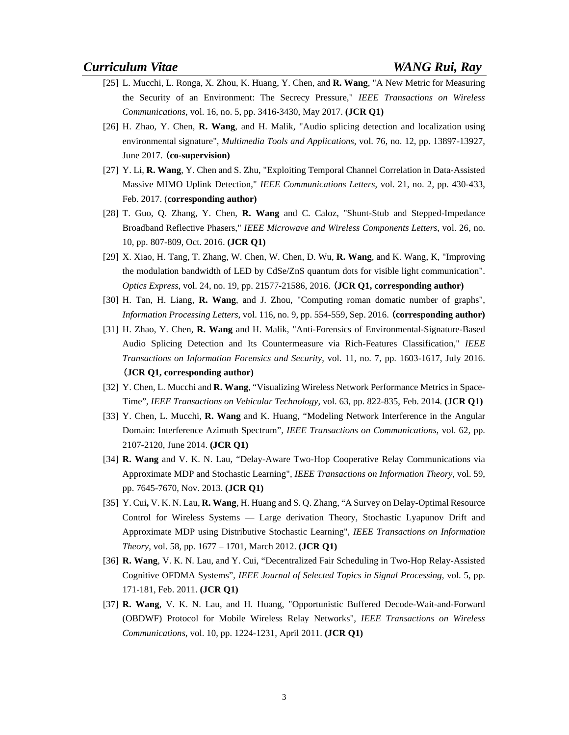[25] L. Mucchi, L. Ronga, X. Zhou, K. Huang, Y. Chen, and **R. Wang**, "A New Metric for Measuring the Security of an Environment: The Secrecy Pressure," *IEEE Transactions on Wireless Communications*, vol. 16, no. 5, pp. 3416-3430, May 2017. **(JCR Q1)**

[26] H. Zhao, Y. Chen, **R. Wang**, and H. Malik, "Audio splicing detection and localization using environmental signature", *Multimedia Tools and Applications*, vol. 76, no. 12, pp. 13897-13927, June 2017. **（co-supervision)**

[27] Y. Li, **R. Wang**, Y. Chen and S. Zhu, "Exploiting Temporal Channel Correlation in Data-Assisted Massive MIMO Uplink Detection," *IEEE Communications Letters*, vol. 21, no. 2, pp. 430-433, Feb. 2017. (**corresponding author)**

[28] T. Guo, Q. Zhang, Y. Chen, **R. Wang** and C. Caloz, "Shunt-Stub and Stepped-Impedance Broadband Reflective Phasers," *IEEE Microwave and Wireless Components Letters*, vol. 26, no. 10, pp. 807-809, Oct. 2016. **(JCR Q1)**

[29] X. Xiao, H. Tang, T. Zhang, W. Chen, W. Chen, D. Wu, **R. Wang**, and K. Wang, K, "Improving the modulation bandwidth of LED by CdSe/ZnS quantum dots for visible light communication". *Optics Express*, vol. 24, no. 19, pp. 21577-21586, 2016. **（JCR Q1, corresponding author)**

[30] H. Tan, H. Liang, **R. Wang**, and J. Zhou, "Computing roman domatic number of graphs", *Information Processing Letters*, vol. 116, no. 9, pp. 554-559, Sep. 2016. **（corresponding author)**

[31] H. Zhao, Y. Chen, **R. Wang** and H. Malik, "Anti-Forensics of Environmental-Signature-Based Audio Splicing Detection and Its Countermeasure via Rich-Features Classification," *IEEE Transactions on Information Forensics and Security*, vol. 11, no. 7, pp. 1603-1617, July 2016. **（JCR Q1, corresponding author)**

[32] Y. Chen, L. Mucchi and **R. Wang**, "Visualizing Wireless Network Performance Metrics in Space-Time", *IEEE Transactions on Vehicular Technology*, vol. 63, pp. 822-835, Feb. 2014. **(JCR Q1)**

[33] Y. Chen, L. Mucchi, **R. Wang** and K. Huang, "Modeling Network Interference in the Angular Domain: Interference Azimuth Spectrum", *IEEE Transactions on Communications*, vol. 62, pp. 2107-2120, June 2014. **(JCR Q1)**

[34] **R. Wang** and V. K. N. Lau, "Delay-Aware Two-Hop Cooperative Relay Communications via Approximate MDP and Stochastic Learning", *IEEE Transactions on Information Theory*, vol. 59, pp. 7645-7670, Nov. 2013. **(JCR Q1)**

[35] Y. Cui**,** V. K. N. Lau, **R. Wang**, H. Huang and S. Q. Zhang, "A Survey on Delay-Optimal Resource Control for Wireless Systems — Large derivation Theory, Stochastic Lyapunov Drift and Approximate MDP using Distributive Stochastic Learning", *IEEE Transactions on Information Theory*, vol. 58, pp. 1677 – 1701, March 2012. **(JCR Q1)**

[36] **R. Wang**, V. K. N. Lau, and Y. Cui, "Decentralized Fair Scheduling in Two-Hop Relay-Assisted Cognitive OFDMA Systems", *IEEE Journal of Selected Topics in Signal Processing*, vol. 5, pp. 171-181, Feb. 2011. **(JCR Q1)**

[37] **R. Wang**, V. K. N. Lau, and H. Huang, "Opportunistic Buffered Decode-Wait-and-Forward (OBDWF) Protocol for Mobile Wireless Relay Networks", *IEEE Transactions on Wireless Communications*, vol. 10, pp. 1224-1231, April 2011. **(JCR Q1)**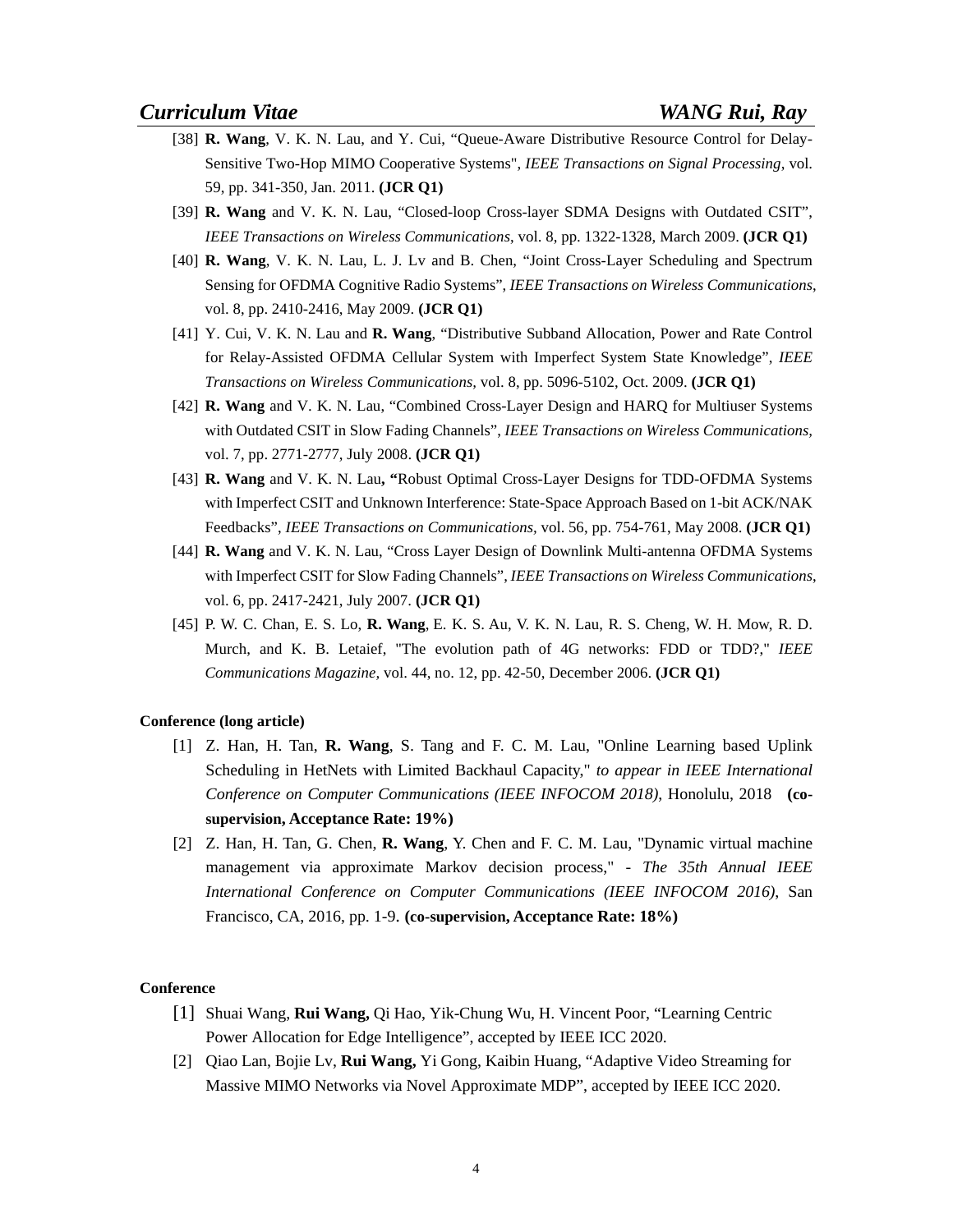[38] **R. Wang**, V. K. N. Lau, and Y. Cui, "Queue-Aware Distributive Resource Control for Delay-Sensitive Two-Hop MIMO Cooperative Systems", *IEEE Transactions on Signal Processing*, vol. 59, pp. 341-350, Jan. 2011. **(JCR Q1)**

[39] **R. Wang** and V. K. N. Lau, "Closed-loop Cross-layer SDMA Designs with Outdated CSIT", *IEEE Transactions on Wireless Communications*, vol. 8, pp. 1322-1328, March 2009. **(JCR Q1)**

[40] **R. Wang**, V. K. N. Lau, L. J. Lv and B. Chen, "Joint Cross-Layer Scheduling and Spectrum Sensing for OFDMA Cognitive Radio Systems", *IEEE Transactions on Wireless Communications*, vol. 8, pp. 2410-2416, May 2009. **(JCR Q1)**

[41] Y. Cui, V. K. N. Lau and **R. Wang**, "Distributive Subband Allocation, Power and Rate Control for Relay-Assisted OFDMA Cellular System with Imperfect System State Knowledge", *IEEE Transactions on Wireless Communications,* vol. 8, pp. 5096-5102, Oct. 2009. **(JCR Q1)**

[42] **R. Wang** and V. K. N. Lau, "Combined Cross-Layer Design and HARQ for Multiuser Systems with Outdated CSIT in Slow Fading Channels", *IEEE Transactions on Wireless Communications,* vol. 7, pp. 2771-2777, July 2008. **(JCR Q1)**

[43] **R. Wang** and V. K. N. Lau**, "**Robust Optimal Cross-Layer Designs for TDD-OFDMA Systems with Imperfect CSIT and Unknown Interference: State-Space Approach Based on 1-bit ACK/NAK Feedbacks", *IEEE Transactions on Communications,* vol. 56, pp. 754-761, May 2008. **(JCR Q1)**

[44] **R. Wang** and V. K. N. Lau, "Cross Layer Design of Downlink Multi-antenna OFDMA Systems with Imperfect CSIT for Slow Fading Channels", *IEEE Transactions on Wireless Communications*, vol. 6, pp. 2417-2421, July 2007. **(JCR Q1)**

[45] P. W. C. Chan, E. S. Lo, **R. Wang**, E. K. S. Au, V. K. N. Lau, R. S. Cheng, W. H. Mow, R. D. Murch, and K. B. Letaief, "The evolution path of 4G networks: FDD or TDD?," *IEEE Communications Magazine,* vol. 44, no. 12, pp. 42-50, December 2006. **(JCR Q1)**

**Conference (long article)**

[1] Z. Han, H. Tan, **R. Wang**, S. Tang and F. C. M. Lau, "Online Learning based Uplink Scheduling in HetNets with Limited Backhaul Capacity," *to appear in IEEE International Conference on Computer Communications (IEEE INFOCOM 2018)*, Honolulu, 2018 **(co-supervision, Acceptance Rate: 19%)**

[2] Z. Han, H. Tan, G. Chen, **R. Wang**, Y. Chen and F. C. M. Lau, "Dynamic virtual machine management via approximate Markov decision process," - *The 35th Annual IEEE International Conference on Computer Communications (IEEE INFOCOM 2016)*, San Francisco, CA, 2016, pp. 1-9. **(co-supervision, Acceptance Rate: 18%)**

**Conference**

[1] Shuai Wang, **Rui Wang,** Qi Hao, Yik-Chung Wu, H. Vincent Poor, "Learning Centric Power Allocation for Edge Intelligence", accepted by IEEE ICC 2020.

[2] Qiao Lan, Bojie Lv, **Rui Wang,** Yi Gong, Kaibin Huang, "Adaptive Video Streaming for Massive MIMO Networks via Novel Approximate MDP", accepted by IEEE ICC 2020.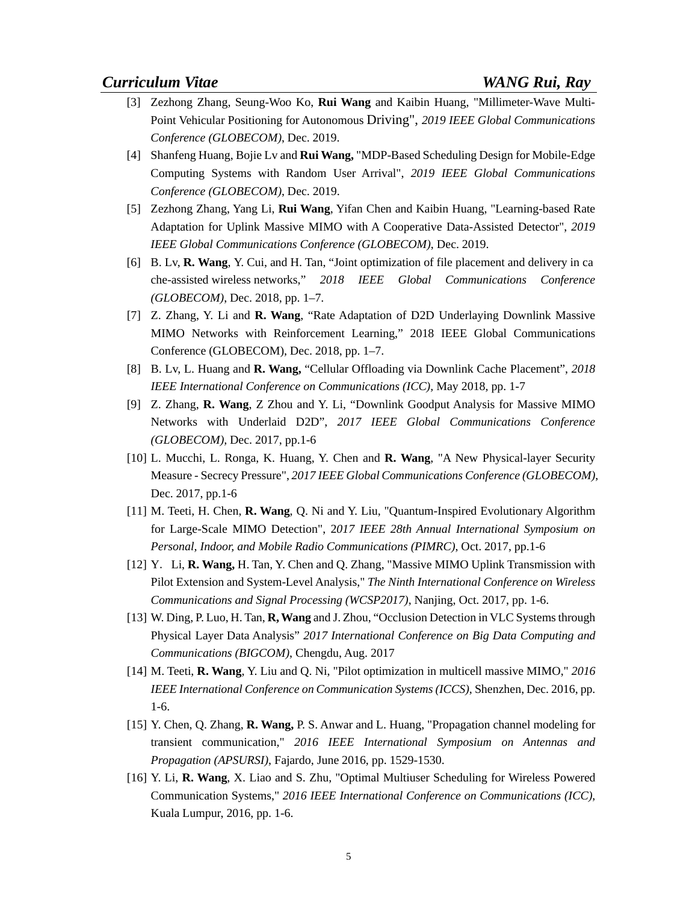[3] Zezhong Zhang, Seung-Woo Ko, **Rui Wang** and Kaibin Huang, "Millimeter-Wave Multi-Point Vehicular Positioning for Autonomous Driving", *2019 IEEE Global Communications Conference (GLOBECOM)*, Dec. 2019.

[4] Shanfeng Huang, Bojie Lv and **Rui Wang,** "MDP-Based Scheduling Design for Mobile-Edge Computing Systems with Random User Arrival", *2019 IEEE Global Communications Conference (GLOBECOM)*, Dec. 2019.

[5] Zezhong Zhang, Yang Li, **Rui Wang**, Yifan Chen and Kaibin Huang, "Learning-based Rate Adaptation for Uplink Massive MIMO with A Cooperative Data-Assisted Detector", *2019 IEEE Global Communications Conference (GLOBECOM)*, Dec. 2019.

[6] B. Lv, **R. Wang**, Y. Cui, and H. Tan, "Joint optimization of file placement and delivery in ca che-assisted wireless networks," *2018 IEEE Global Communications Conference (GLOBECOM)*, Dec. 2018, pp. 1–7.

[7] Z. Zhang, Y. Li and **R. Wang**, "Rate Adaptation of D2D Underlaying Downlink Massive MIMO Networks with Reinforcement Learning," 2018 IEEE Global Communications Conference (GLOBECOM), Dec. 2018, pp. 1–7.

[8] B. Lv, L. Huang and **R. Wang,** "Cellular Offloading via Downlink Cache Placement", *2018 IEEE International Conference on Communications (ICC),* May 2018, pp. 1-7

[9] Z. Zhang, **R. Wang**, Z Zhou and Y. Li, "Downlink Goodput Analysis for Massive MIMO Networks with Underlaid D2D", *2017 IEEE Global Communications Conference (GLOBECOM),* Dec. 2017, pp.1-6

[10] L. Mucchi, L. Ronga, K. Huang, Y. Chen and **R. Wang**, "A New Physical-layer Security Measure - Secrecy Pressure", *2017 IEEE Global Communications Conference (GLOBECOM)*, Dec. 2017, pp.1-6

[11] M. Teeti, H. Chen, **R. Wang**, Q. Ni and Y. Liu, "Quantum-Inspired Evolutionary Algorithm for Large-Scale MIMO Detection", 2*017 IEEE 28th Annual International Symposium on Personal, Indoor, and Mobile Radio Communications (PIMRC)*, Oct. 2017, pp.1-6

[12] Y. Li, **R. Wang,** H. Tan, Y. Chen and Q. Zhang, "Massive MIMO Uplink Transmission with Pilot Extension and System-Level Analysis," *The Ninth International Conference on Wireless Communications and Signal Processing (WCSP2017)*, Nanjing, Oct. 2017, pp. 1-6.

[13] W. Ding, P. Luo, H. Tan, **R, Wang** and J. Zhou, "Occlusion Detection in VLC Systems through Physical Layer Data Analysis" *2017 International Conference on Big Data Computing and Communications (BIGCOM)*, Chengdu, Aug. 2017

[14] M. Teeti, **R. Wang**, Y. Liu and Q. Ni, "Pilot optimization in multicell massive MIMO," *2016 IEEE International Conference on Communication Systems (ICCS)*, Shenzhen, Dec. 2016, pp. 1-6.

[15] Y. Chen, Q. Zhang, **R. Wang,** P. S. Anwar and L. Huang, "Propagation channel modeling for transient communication," *2016 IEEE International Symposium on Antennas and Propagation (APSURSI)*, Fajardo, June 2016, pp. 1529-1530.

[16] Y. Li, **R. Wang**, X. Liao and S. Zhu, "Optimal Multiuser Scheduling for Wireless Powered Communication Systems," *2016 IEEE International Conference on Communications (ICC)*, Kuala Lumpur, 2016, pp. 1-6.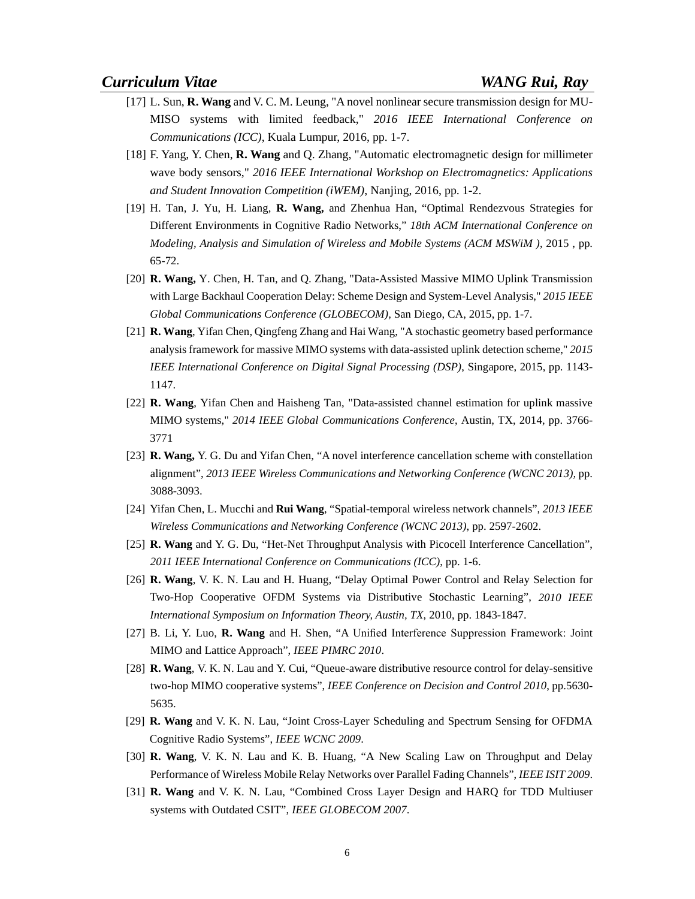[17] L. Sun, **R. Wang** and V. C. M. Leung, "A novel nonlinear secure transmission design for MU-MISO systems with limited feedback," *2016 IEEE International Conference on Communications (ICC)*, Kuala Lumpur, 2016, pp. 1-7.

[18] F. Yang, Y. Chen, **R. Wang** and Q. Zhang, "Automatic electromagnetic design for millimeter wave body sensors," *2016 IEEE International Workshop on Electromagnetics: Applications and Student Innovation Competition (iWEM)*, Nanjing, 2016, pp. 1-2.

[19] H. Tan, J. Yu, H. Liang, **R. Wang,** and Zhenhua Han, "Optimal Rendezvous Strategies for Different Environments in Cognitive Radio Networks," *18th ACM International Conference on Modeling, Analysis and Simulation of Wireless and Mobile Systems (ACM MSWiM )*, 2015 , pp. 65-72.

[20] **R. Wang,** Y. Chen, H. Tan, and Q. Zhang, "Data-Assisted Massive MIMO Uplink Transmission with Large Backhaul Cooperation Delay: Scheme Design and System-Level Analysis," *2015 IEEE Global Communications Conference (GLOBECOM)*, San Diego, CA, 2015, pp. 1-7.

[21] **R. Wang**, Yifan Chen, Qingfeng Zhang and Hai Wang, "A stochastic geometry based performance analysis framework for massive MIMO systems with data-assisted uplink detection scheme," *2015 IEEE International Conference on Digital Signal Processing (DSP)*, Singapore, 2015, pp. 1143-1147.

[22] **R. Wang**, Yifan Chen and Haisheng Tan, "Data-assisted channel estimation for uplink massive MIMO systems," *2014 IEEE Global Communications Conference*, Austin, TX, 2014, pp. 3766-3771

[23] **R. Wang,** Y. G. Du and Yifan Chen, "A novel interference cancellation scheme with constellation alignment", *2013 IEEE Wireless Communications and Networking Conference (WCNC 2013)*, pp. 3088-3093.

[24] Yifan Chen, L. Mucchi and **Rui Wang**, "Spatial-temporal wireless network channels", *2013 IEEE Wireless Communications and Networking Conference (WCNC 2013)*, pp. 2597-2602.

[25] **R. Wang** and Y. G. Du, "Het-Net Throughput Analysis with Picocell Interference Cancellation", *2011 IEEE International Conference on Communications (ICC)*, pp. 1-6.

[26] **R. Wang**, V. K. N. Lau and H. Huang, "Delay Optimal Power Control and Relay Selection for Two-Hop Cooperative OFDM Systems via Distributive Stochastic Learning", *2010 IEEE International Symposium on Information Theory, Austin, TX*, 2010, pp. 1843-1847.

[27] B. Li, Y. Luo, **R. Wang** and H. Shen, "A Unified Interference Suppression Framework: Joint MIMO and Lattice Approach", *IEEE PIMRC 2010*.

[28] **R. Wang**, V. K. N. Lau and Y. Cui, "Queue-aware distributive resource control for delay-sensitive two-hop MIMO cooperative systems", *IEEE Conference on Decision and Control 2010*, pp.5630-5635.

[29] **R. Wang** and V. K. N. Lau, "Joint Cross-Layer Scheduling and Spectrum Sensing for OFDMA Cognitive Radio Systems", *IEEE WCNC 2009*.

[30] **R. Wang**, V. K. N. Lau and K. B. Huang, "A New Scaling Law on Throughput and Delay Performance of Wireless Mobile Relay Networks over Parallel Fading Channels", *IEEE ISIT 2009*.

[31] **R. Wang** and V. K. N. Lau, "Combined Cross Layer Design and HARQ for TDD Multiuser systems with Outdated CSIT", *IEEE GLOBECOM 2007*.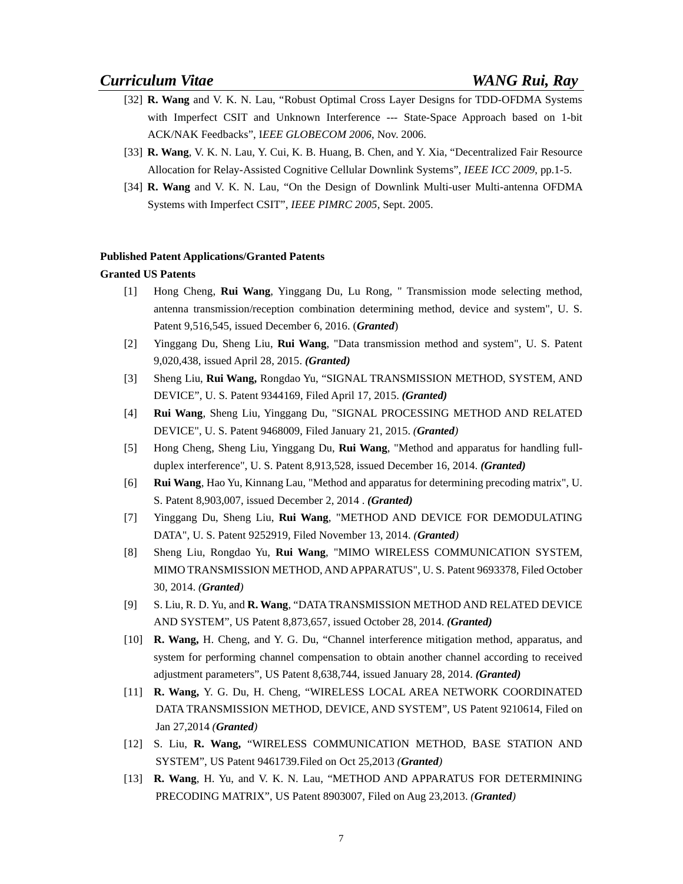[32] **R. Wang** and V. K. N. Lau, "Robust Optimal Cross Layer Designs for TDD-OFDMA Systems with Imperfect CSIT and Unknown Interference --- State-Space Approach based on 1-bit ACK/NAK Feedbacks", I*EEE GLOBECOM 2006*, Nov. 2006.

[33] **R. Wang**, V. K. N. Lau, Y. Cui, K. B. Huang, B. Chen, and Y. Xia, "Decentralized Fair Resource Allocation for Relay-Assisted Cognitive Cellular Downlink Systems", *IEEE ICC 2009*, pp.1-5.

[34] **R. Wang** and V. K. N. Lau, "On the Design of Downlink Multi-user Multi-antenna OFDMA Systems with Imperfect CSIT", *IEEE PIMRC 2005*, Sept. 2005.

**Published Patent Applications/Granted Patents**

**Granted US Patents**

[1] Hong Cheng, **Rui Wang**, Yinggang Du, Lu Rong, " Transmission mode selecting method, antenna transmission/reception combination determining method, device and system", U. S. Patent 9,516,545, issued December 6, 2016. (***Granted***)

[2] Yinggang Du, Sheng Liu, **Rui Wang**, "Data transmission method and system", U. S. Patent 9,020,438, issued April 28, 2015. ***(Granted)***

[3] Sheng Liu, **Rui Wang,** Rongdao Yu, "SIGNAL TRANSMISSION METHOD, SYSTEM, AND DEVICE", U. S. Patent 9344169, Filed April 17, 2015. ***(Granted)***

[4] **Rui Wang**, Sheng Liu, Yinggang Du, "SIGNAL PROCESSING METHOD AND RELATED DEVICE", U. S. Patent 9468009, Filed January 21, 2015. *(**Granted**)*

[5] Hong Cheng, Sheng Liu, Yinggang Du, **Rui Wang**, "Method and apparatus for handling full-duplex interference", U. S. Patent 8,913,528, issued December 16, 2014. ***(Granted)***

[6] **Rui Wang**, Hao Yu, Kinnang Lau, "Method and apparatus for determining precoding matrix", U. S. Patent 8,903,007, issued December 2, 2014 . ***(Granted)***

[7] Yinggang Du, Sheng Liu, **Rui Wang**, "METHOD AND DEVICE FOR DEMODULATING DATA", U. S. Patent 9252919, Filed November 13, 2014. *(**Granted**)*

[8] Sheng Liu, Rongdao Yu, **Rui Wang**, "MIMO WIRELESS COMMUNICATION SYSTEM, MIMO TRANSMISSION METHOD, AND APPARATUS", U. S. Patent 9693378, Filed October 30, 2014. *(**Granted**)*

[9] S. Liu, R. D. Yu, and **R. Wang**, "DATA TRANSMISSION METHOD AND RELATED DEVICE AND SYSTEM", US Patent 8,873,657, issued October 28, 2014. ***(Granted)***

[10] **R. Wang,** H. Cheng, and Y. G. Du, "Channel interference mitigation method, apparatus, and system for performing channel compensation to obtain another channel according to received adjustment parameters", US Patent 8,638,744, issued January 28, 2014. ***(Granted)***

[11] **R. Wang,** Y. G. Du, H. Cheng, "WIRELESS LOCAL AREA NETWORK COORDINATED DATA TRANSMISSION METHOD, DEVICE, AND SYSTEM", US Patent 9210614, Filed on Jan 27,2014 *(**Granted**)*

[12] S. Liu, **R. Wang,** "WIRELESS COMMUNICATION METHOD, BASE STATION AND SYSTEM", US Patent 9461739.Filed on Oct 25,2013 *(**Granted**)*

[13] **R. Wang**, H. Yu, and V. K. N. Lau, "METHOD AND APPARATUS FOR DETERMINING PRECODING MATRIX", US Patent 8903007, Filed on Aug 23,2013. *(**Granted**)*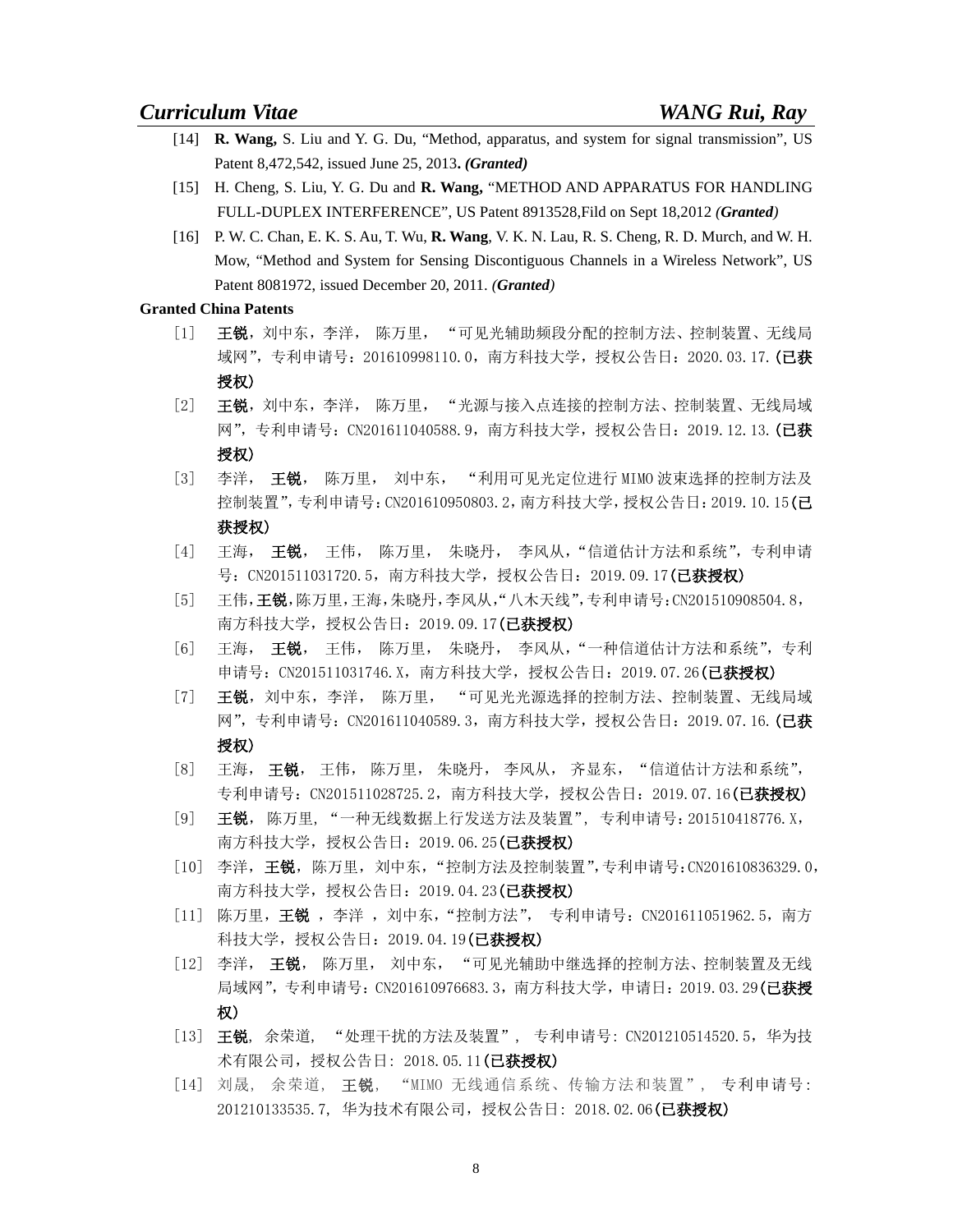[14] **R. Wang,** S. Liu and Y. G. Du, "Method, apparatus, and system for signal transmission", US Patent 8,472,542, issued June 25, 2013**.** ***(Granted)***

[15] H. Cheng, S. Liu, Y. G. Du and **R. Wang,** "METHOD AND APPARATUS FOR HANDLING FULL-DUPLEX INTERFERENCE", US Patent 8913528,Fild on Sept 18,2012 ***(Granted)***

[16] P. W. C. Chan, E. K. S. Au, T. Wu, **R. Wang**, V. K. N. Lau, R. S. Cheng, R. D. Murch, and W. H. Mow, "Method and System for Sensing Discontiguous Channels in a Wireless Network", US Patent 8081972, issued December 20, 2011. ***(Granted)***

**Granted China Patents**

[1] **王锐**，刘中东，李洋， 陈万里， "可见光辅助频段分配的控制方法、控制装置、无线局域网"，专利申请号：201610998110.0，南方科技大学，授权公告日：2020.03.17.**(已获授权)**

[2] **王锐**，刘中东，李洋， 陈万里， "光源与接入点连接的控制方法、控制装置、无线局域网"，专利申请号：CN201611040588.9，南方科技大学，授权公告日：2019.12.13.**(已获授权)**

[3] 李洋， **王锐**， 陈万里， 刘中东， "利用可见光定位进行MIMO波束选择的控制方法及控制装置"，专利申请号：CN201610950803.2，南方科技大学，授权公告日：2019.10.15**(已获授权)**

[4] 王海， **王锐**， 王伟， 陈万里， 朱晓丹， 李风从，"信道估计方法和系统"，专利申请号：CN201511031720.5，南方科技大学，授权公告日：2019.09.17**(已获授权)**

[5] 王伟，**王锐**，陈万里，王海，朱晓丹，李风从，"八木天线"，专利申请号：CN201510908504.8，南方科技大学，授权公告日：2019.09.17**(已获授权)**

[6] 王海， **王锐**， 王伟， 陈万里， 朱晓丹， 李风从，"一种信道估计方法和系统"，专利申请号：CN201511031746.X，南方科技大学，授权公告日：2019.07.26**(已获授权)**

[7] **王锐**，刘中东，李洋， 陈万里， "可见光光源选择的控制方法、控制装置、无线局域网"，专利申请号：CN201611040589.3，南方科技大学，授权公告日：2019.07.16.**(已获授权)**

[8] 王海， **王锐**， 王伟， 陈万里， 朱晓丹， 李风从， 齐显东， "信道估计方法和系统"，专利申请号：CN201511028725.2，南方科技大学，授权公告日：2019.07.16**(已获授权)**

[9] **王锐**， 陈万里， "一种无线数据上行发送方法及装置"， 专利申请号：201510418776.X，南方科技大学，授权公告日：2019.06.25**(已获授权)**

[10] 李洋， **王锐**，陈万里，刘中东，"控制方法及控制装置"，专利申请号：CN201610836329.0，南方科技大学，授权公告日：2019.04.23**(已获授权)**

[11] 陈万里，**王锐** ，李洋 ，刘中东，"控制方法"， 专利申请号：CN201611051962.5，南方科技大学，授权公告日：2019.04.19**(已获授权)**

[12] 李洋， **王锐**， 陈万里， 刘中东， "可见光辅助中继选择的控制方法、控制装置及无线局域网"，专利申请号：CN201610976683.3，南方科技大学，申请日：2019.03.29**(已获授权)**

[13] **王锐**， 余荣道， "处理干扰的方法及装置"， 专利申请号: CN201210514520.5，华为技术有限公司，授权公告日: 2018.05.11**(已获授权)**

[14] 刘晟， 余荣道， **王锐**， "MIMO 无线通信系统、传输方法和装置"， 专利申请号: 201210133535.7， 华为技术有限公司，授权公告日: 2018.02.06**(已获授权)**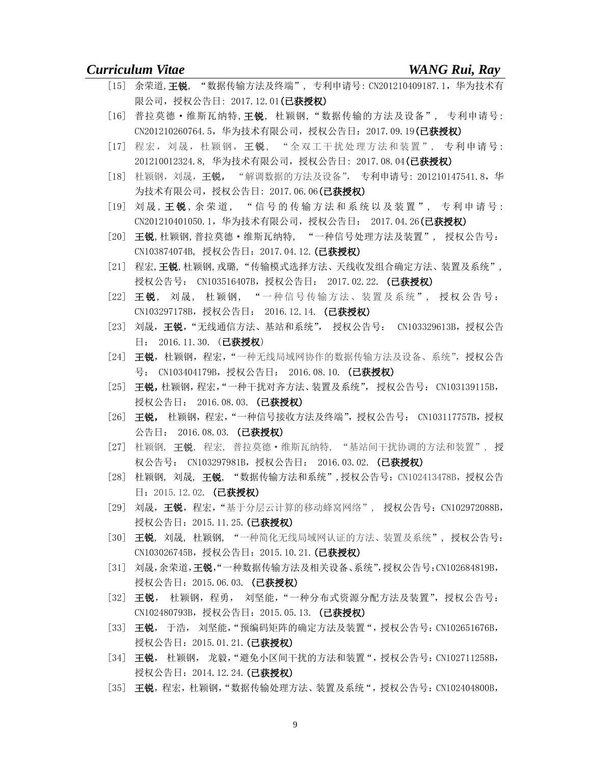[15] 余荣道,**王锐**, “数据传输方法及终端”, 专利申请号: CN201210409187.1，华为技术有限公司，授权公告日: 2017.12.01**(已获授权)**

[16] 普拉莫德・维斯瓦纳特,**王锐**, 杜颖钢,“数据传输的方法及设备”, 专利申请号: CN201210260764.5，华为技术有限公司，授权公告日：2017.09.19**(已获授权)**

[17] 程宏，刘晟，杜颖钢，**王锐**，“全双工干扰处理方法和装置”，专利申请号: 201210012324.8, 华为技术有限公司，授权公告日: 2017.08.04**(已获授权)**

[18] 杜颖钢，刘晟，**王锐，** “解调数据的方法及设备”， 专利申请号: 201210147541.8，华为技术有限公司，授权公告日: 2017.06.06**(已获授权)**

[19] 刘晟,**王锐**,余荣道, “信号的传输方法和系统以及装置”, 专利申请号: CN201210401050.1，华为技术有限公司，授权公告日： 2017.04.26**(已获授权)**

[20] **王锐**,杜颖钢,普拉莫德・维斯瓦纳特, “一种信号处理方法及装置”, 授权公告号：CN103874074B, 授权公告日：2017.04.12.**(已获授权)**

[21] 程宏,**王锐**,杜颖钢,戎璐,“传输模式选择方法、天线收发组合确定方法、装置及系统”，授权公告号： CN103516407B，授权公告日： 2017.02.22. **(已获授权)**

[22] **王锐**， 刘晟， 杜颖钢， “一种信号传输方法、装置及系统”， 授权公告号：CN103297178B，授权公告日： 2016.12.14. **(已获授权)**

[23] 刘晟，**王锐**，“无线通信方法、基站和系统”， 授权公告号： CN103329613B，授权公告日： 2016.11.30. (**已获授权**)

[24] **王锐**，杜颖钢，程宏，“一种无线局域网协作的数据传输方法及设备、系统”，授权公告号： CN103404179B，授权公告日： 2016.08.10. **(已获授权)**

[25] **王锐，**杜颖钢，程宏，“一种干扰对齐方法、装置及系统”， 授权公告号： CN103139115B，授权公告日： 2016.08.03. **(已获授权)**

[26] **王锐，** 杜颖钢，程宏，“一种信号接收方法及终端”，授权公告号： CN103117757B，授权公告日： 2016.08.03. **(已获授权)**

[27] 杜颖钢, **王锐**, 程宏, 普拉莫德・维斯瓦纳特, “基站间干扰协调的方法和装置”, 授权公告号： CN103297981B，授权公告日： 2016.03.02. **(已获授权)**

[28] 杜颖钢, 刘晟, **王锐**, “数据传输方法和系统”,授权公告号：CN102413478B，授权公告日：2015.12.02. **(已获授权)**

[29] 刘晟，**王锐**，程宏，“基于分层云计算的移动蜂窝网络”， 授权公告号：CN102972088B，授权公告日：2015.11.25.**(已获授权)**

[30] **王锐**, 刘晟, 杜颖钢, “一种简化无线局域网认证的方法、装置及系统”, 授权公告号：CN103026745B，授权公告日：2015.10.21.**(已获授权)**

[31] 刘晟,余荣道,**王锐**,“一种数据传输方法及相关设备、系统”,授权公告号:CN102684819B，授权公告日：2015.06.03. **(已获授权)**

[32] **王锐**， 杜颖钢，程勇， 刘坚能，“一种分布式资源分配方法及装置”，授权公告号：CN102480793B，授权公告日：2015.05.13. **(已获授权)**

[33] **王锐**， 于浩， 刘坚能，“预编码矩阵的确定方法及装置“，授权公告号：CN102651676B，授权公告日：2015.01.21.**(已获授权)**

[34] **王锐**， 杜颖钢， 龙毅，“避免小区间干扰的方法和装置“，授权公告号：CN102711258B，授权公告日：2014.12.24.**(已获授权)**

[35] **王锐**，程宏，杜颖钢，“数据传输处理方法、装置及系统“，授权公告号：CN102404800B，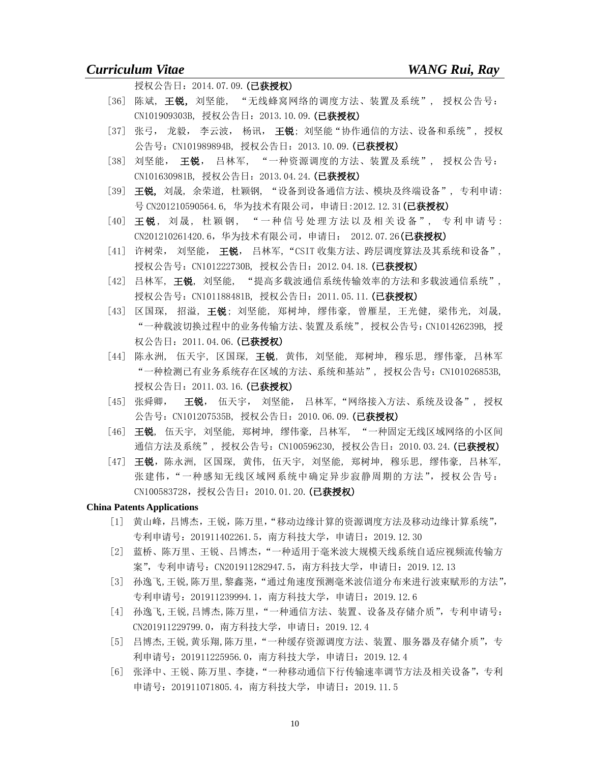授权公告日：2014.07.09.**(已获授权)**

[36] 陈斌, **王锐,** 刘坚能, “无线蜂窝网络的调度方法、装置及系统”, 授权公告号：CN101909303B, 授权公告日：2013.10.09.**(已获授权)**

[37] 张弓, 龙毅, 李云波, 杨讯, **王锐**; 刘坚能“协作通信的方法、设备和系统”, 授权公告号：CN101989894B, 授权公告日：2013.10.09.**(已获授权)**

[38] 刘坚能, **王锐**, 吕林军, “一种资源调度的方法、装置及系统”, 授权公告号：CN101630981B, 授权公告日：2013.04.24.**(已获授权)**

[39] **王锐**, 刘晟, 余荣道, 杜颖钢, “设备到设备通信方法、模块及终端设备”, 专利申请:号 CN201210590564.6, 华为技术有限公司，申请日:2012.12.31**(已获授权)**

[40] **王锐**, 刘晟, 杜颖钢, “一种信号处理方法以及相关设备”, 专利申请号: CN201210261420.6，华为技术有限公司，申请日： 2012.07.26**(已获授权)**

[41] 许树荣, 刘坚能, **王锐**, 吕林军,“CSIT 收集方法、跨层调度算法及其系统和设备”, 授权公告号：CN101222730B, 授权公告日：2012.04.18.**(已获授权)**

[42] 吕林军, **王锐**, 刘坚能, “提高多载波通信系统传输效率的方法和多载波通信系统”, 授权公告号：CN101188481B, 授权公告日：2011.05.11.**(已获授权)**

[43] 区国琛, 招溢, **王锐**; 刘坚能, 郑树坤, 缪伟豪, 曾雁星, 王光健, 梁伟光, 刘晟, “一种载波切换过程中的业务传输方法、装置及系统”, 授权公告号：CN101426239B, 授权公告日：2011.04.06.**(已获授权)**

[44] 陈永洲, 伍天宇, 区国琛, **王锐**, 黄伟, 刘坚能, 郑树坤, 穆乐思, 缪伟豪, 吕林军 “一种检测已有业务系统存在区域的方法、系统和基站”, 授权公告号：CN101026853B, 授权公告日：2011.03.16.**(已获授权)**

[45] 张舜卿, **王锐**, 伍天宇, 刘坚能, 吕林军,“网络接入方法、系统及设备”, 授权公告号：CN101207535B, 授权公告日：2010.06.09.**(已获授权)**

[46] **王锐**, 伍天宇, 刘坚能, 郑树坤, 缪伟豪, 吕林军, “一种固定无线区域网络的小区间通信方法及系统”, 授权公告号：CN100596230, 授权公告日：2010.03.24.**(已获授权)**

[47] **王锐**，陈永洲, 区国琛, 黄伟, 伍天宇, 刘坚能, 郑树坤, 穆乐思, 缪伟豪, 吕林军, 张建伟，“一种感知无线区域网系统中确定异步寂静周期的方法”，授权公告号：CN100583728，授权公告日：2010.01.20.**(已获授权)**

**China Patents Applications**

[1] 黄山峰，吕博杰，王锐，陈万里，“移动边缘计算的资源调度方法及移动边缘计算系统”，专利申请号：201911402261.5，南方科技大学，申请日：2019.12.30

[2] 蓝桥、陈万里、王锐、吕博杰，“一种适用于毫米波大规模天线系统自适应视频流传输方案”，专利申请号：CN201911282947.5，南方科技大学，申请日：2019.12.13

[3] 孙逸飞,王锐,陈万里,黎鑫尧，“通过角速度预测毫米波信道分布来进行波束赋形的方法”，专利申请号：201911239994.1，南方科技大学，申请日：2019.12.6

[4] 孙逸飞,王锐,吕博杰,陈万里，“一种通信方法、装置、设备及存储介质”，专利申请号：CN201911229799.0，南方科技大学，申请日：2019.12.4

[5] 吕博杰,王锐,黄乐翔,陈万里，“一种缓存资源调度方法、装置、服务器及存储介质”，专利申请号：201911225956.0，南方科技大学，申请日：2019.12.4

[6] 张泽中、王锐、陈万里、李捷，“一种移动通信下行传输速率调节方法及相关设备”，专利申请号：201911071805.4，南方科技大学，申请日：2019.11.5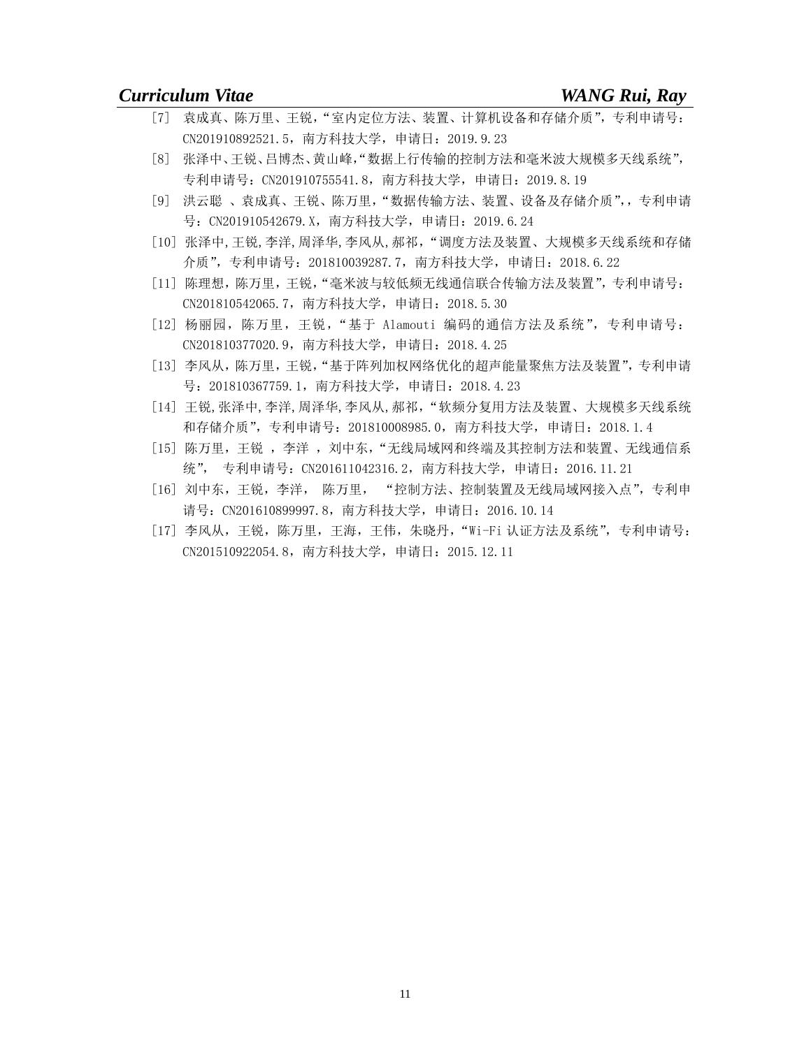[7] 袁成真、陈万里、王锐，“室内定位方法、装置、计算机设备和存储介质”，专利申请号：CN201910892521.5，南方科技大学，申请日：2019.9.23

[8] 张泽中、王锐、吕博杰、黄山峰,“数据上行传输的控制方法和毫米波大规模多天线系统”，专利申请号：CN201910755541.8，南方科技大学，申请日：2019.8.19

[9] 洪云聪 、袁成真、王锐、陈万里，“数据传输方法、装置、设备及存储介质”,，专利申请号：CN201910542679.X，南方科技大学，申请日：2019.6.24

[10] 张泽中,王锐,李洋,周泽华,李风从,郝祁，“调度方法及装置、大规模多天线系统和存储介质”，专利申请号：201810039287.7，南方科技大学，申请日：2018.6.22

[11] 陈理想，陈万里，王锐，“毫米波与较低频无线通信联合传输方法及装置”，专利申请号：CN201810542065.7，南方科技大学，申请日：2018.5.30

[12] 杨丽园，陈万里，王锐，“基于 Alamouti 编码的通信方法及系统”，专利申请号：CN201810377020.9，南方科技大学，申请日：2018.4.25

[13] 李风从，陈万里，王锐，“基于阵列加权网络优化的超声能量聚焦方法及装置”，专利申请号：201810367759.1，南方科技大学，申请日：2018.4.23

[14] 王锐,张泽中,李洋,周泽华,李风从,郝祁，“软频分复用方法及装置、大规模多天线系统和存储介质”，专利申请号：201810008985.0，南方科技大学，申请日：2018.1.4

[15] 陈万里，王锐 ，李洋 ，刘中东，“无线局域网和终端及其控制方法和装置、无线通信系统”， 专利申请号：CN201611042316.2，南方科技大学，申请日：2016.11.21

[16] 刘中东，王锐，李洋， 陈万里， “控制方法、控制装置及无线局域网接入点”，专利申请号：CN201610899997.8，南方科技大学，申请日：2016.10.14

[17] 李风从，王锐，陈万里，王海，王伟，朱晓丹，“Wi-Fi 认证方法及系统”，专利申请号：CN201510922054.8，南方科技大学，申请日：2015.12.11